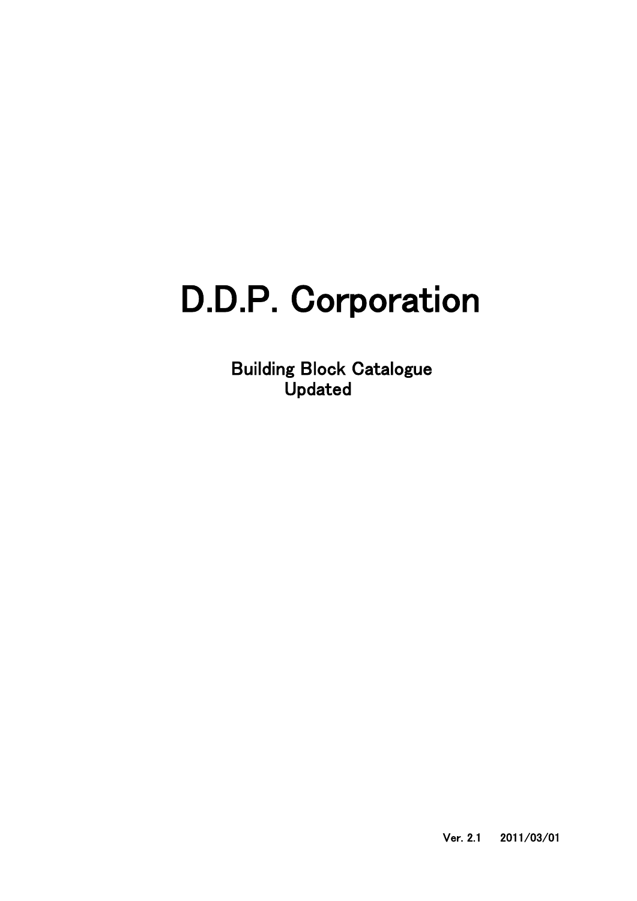# D.D.P. Corporation

## Building Block Catalogue Updated

Ver. 2.1 2011/03/01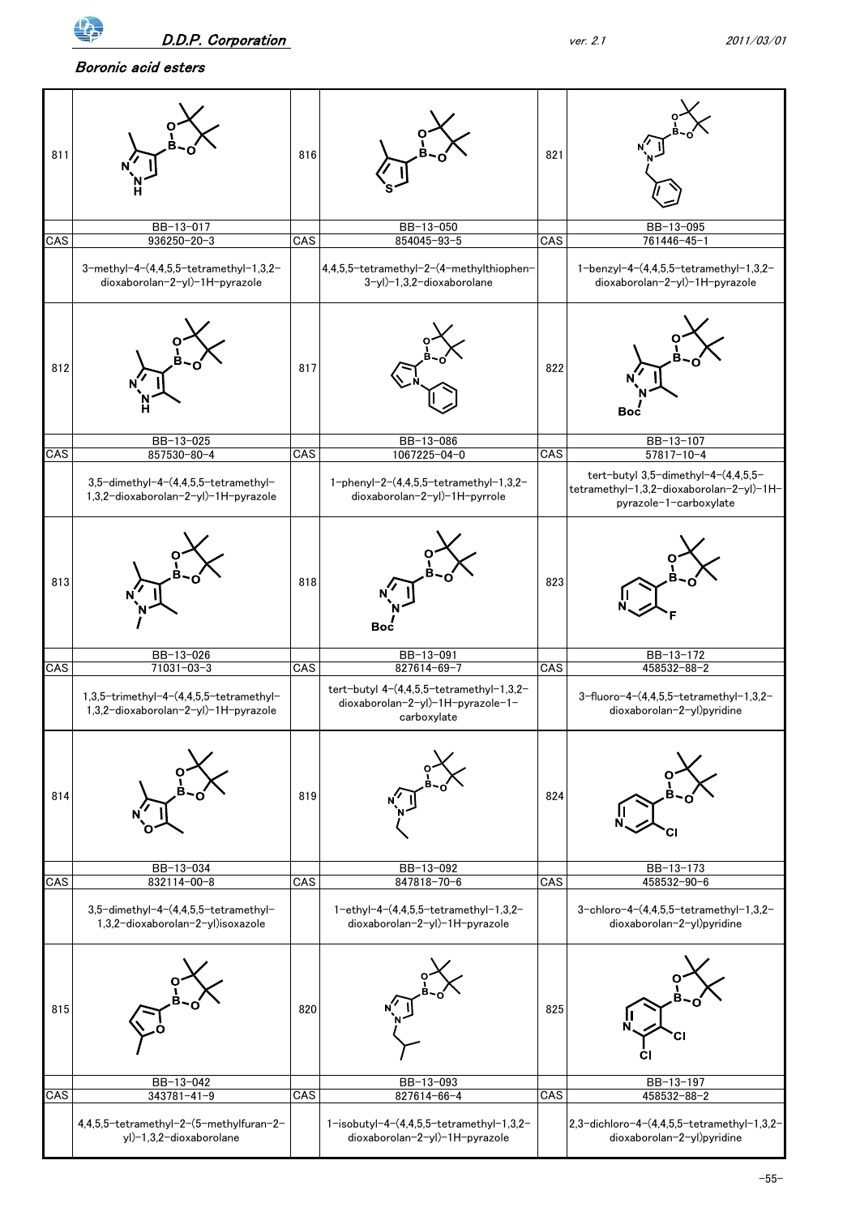*Boronic acid esters*

| No. | Code | CAS | Name |
|---|---|---|---|
| 811 | BB-13-017 | 936250-20-3 | 3-methyl-4-(4,4,5,5-tetramethyl-1,3,2-dioxaborolan-2-yl)-1H-pyrazole |
| 812 | BB-13-025 | 857530-80-4 | 3,5-dimethyl-4-(4,4,5,5-tetramethyl-1,3,2-dioxaborolan-2-yl)-1H-pyrazole |
| 813 | BB-13-026 | 71031-03-3 | 1,3,5-trimethyl-4-(4,4,5,5-tetramethyl-1,3,2-dioxaborolan-2-yl)-1H-pyrazole |
| 814 | BB-13-034 | 832114-00-8 | 3,5-dimethyl-4-(4,4,5,5-tetramethyl-1,3,2-dioxaborolan-2-yl)isoxazole |
| 815 | BB-13-042 | 343781-41-9 | 4,4,5,5-tetramethyl-2-(5-methylfuran-2-yl)-1,3,2-dioxaborolane |
| 816 | BB-13-050 | 854045-93-5 | 4,4,5,5-tetramethyl-2-(4-methylthiophen-3-yl)-1,3,2-dioxaborolane |
| 817 | BB-13-086 | 1067225-04-0 | 1-phenyl-2-(4,4,5,5-tetramethyl-1,3,2-dioxaborolan-2-yl)-1H-pyrrole |
| 818 | BB-13-091 | 827614-69-7 | tert-butyl 4-(4,4,5,5-tetramethyl-1,3,2-dioxaborolan-2-yl)-1H-pyrazole-1-carboxylate |
| 819 | BB-13-092 | 847818-70-6 | 1-ethyl-4-(4,4,5,5-tetramethyl-1,3,2-dioxaborolan-2-yl)-1H-pyrazole |
| 820 | BB-13-093 | 827614-66-4 | 1-isobutyl-4-(4,4,5,5-tetramethyl-1,3,2-dioxaborolan-2-yl)-1H-pyrazole |
| 821 | BB-13-095 | 761446-45-1 | 1-benzyl-4-(4,4,5,5-tetramethyl-1,3,2-dioxaborolan-2-yl)-1H-pyrazole |
| 822 | BB-13-107 | 57817-10-4 | tert-butyl 3,5-dimethyl-4-(4,4,5,5-tetramethyl-1,3,2-dioxaborolan-2-yl)-1H-pyrazole-1-carboxylate |
| 823 | BB-13-172 | 458532-88-2 | 3-fluoro-4-(4,4,5,5-tetramethyl-1,3,2-dioxaborolan-2-yl)pyridine |
| 824 | BB-13-173 | 458532-90-6 | 3-chloro-4-(4,4,5,5-tetramethyl-1,3,2-dioxaborolan-2-yl)pyridine |
| 825 | BB-13-197 | 458532-88-2 | 2,3-dichloro-4-(4,4,5,5-tetramethyl-1,3,2-dioxaborolan-2-yl)pyridine |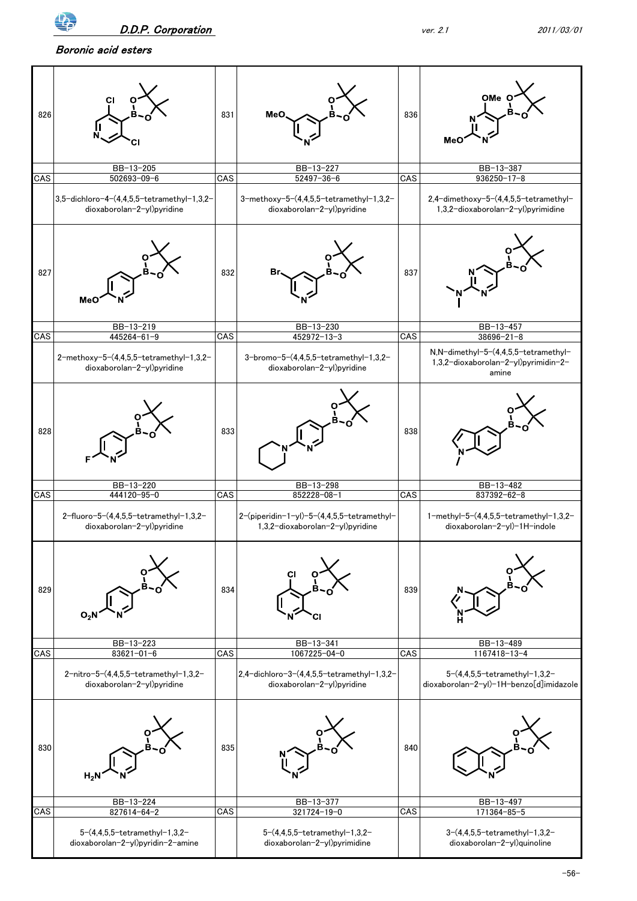## Boronic acid esters

| No. | Catalog No. | CAS | Name |
|---|---|---|---|
| 826 | BB-13-205 | 502693-09-6 | 3,5-dichloro-4-(4,4,5,5-tetramethyl-1,3,2-dioxaborolan-2-yl)pyridine |
| 827 | BB-13-219 | 445264-61-9 | 2-methoxy-5-(4,4,5,5-tetramethyl-1,3,2-dioxaborolan-2-yl)pyridine |
| 828 | BB-13-220 | 444120-95-0 | 2-fluoro-5-(4,4,5,5-tetramethyl-1,3,2-dioxaborolan-2-yl)pyridine |
| 829 | BB-13-223 | 83621-01-6 | 2-nitro-5-(4,4,5,5-tetramethyl-1,3,2-dioxaborolan-2-yl)pyridine |
| 830 | BB-13-224 | 827614-64-2 | 5-(4,4,5,5-tetramethyl-1,3,2-dioxaborolan-2-yl)pyridin-2-amine |
| 831 | BB-13-227 | 52497-36-6 | 3-methoxy-5-(4,4,5,5-tetramethyl-1,3,2-dioxaborolan-2-yl)pyridine |
| 832 | BB-13-230 | 452972-13-3 | 3-bromo-5-(4,4,5,5-tetramethyl-1,3,2-dioxaborolan-2-yl)pyridine |
| 833 | BB-13-298 | 852228-08-1 | 2-(piperidin-1-yl)-5-(4,4,5,5-tetramethyl-1,3,2-dioxaborolan-2-yl)pyridine |
| 834 | BB-13-341 | 1067225-04-0 | 2,4-dichloro-3-(4,4,5,5-tetramethyl-1,3,2-dioxaborolan-2-yl)pyridine |
| 835 | BB-13-377 | 321724-19-0 | 5-(4,4,5,5-tetramethyl-1,3,2-dioxaborolan-2-yl)pyrimidine |
| 836 | BB-13-387 | 936250-17-8 | 2,4-dimethoxy-5-(4,4,5,5-tetramethyl-1,3,2-dioxaborolan-2-yl)pyrimidine |
| 837 | BB-13-457 | 38696-21-8 | N,N-dimethyl-5-(4,4,5,5-tetramethyl-1,3,2-dioxaborolan-2-yl)pyrimidin-2-amine |
| 838 | BB-13-482 | 837392-62-8 | 1-methyl-5-(4,4,5,5-tetramethyl-1,3,2-dioxaborolan-2-yl)-1H-indole |
| 839 | BB-13-489 | 1167418-13-4 | 5-(4,4,5,5-tetramethyl-1,3,2-dioxaborolan-2-yl)-1H-benzo[d]imidazole |
| 840 | BB-13-497 | 171364-85-5 | 3-(4,4,5,5-tetramethyl-1,3,2-dioxaborolan-2-yl)quinoline |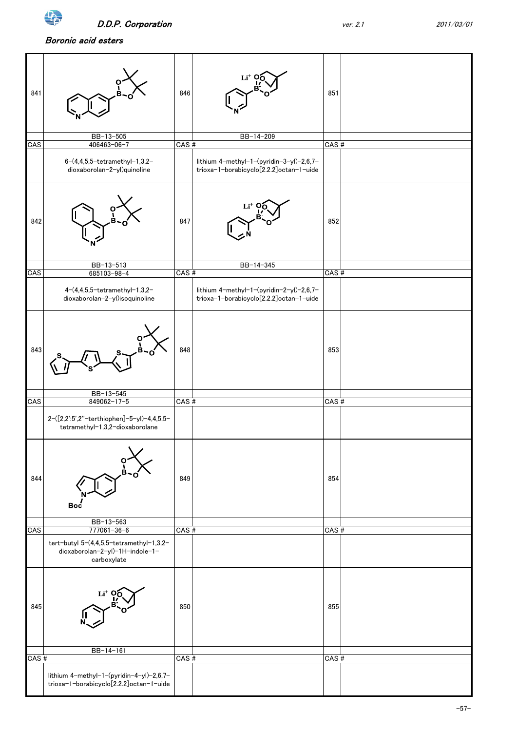## Boronic acid esters

| No. | Product | No. | Product | No. | Product |
|---|---|---|---|---|---|
| 841 | BB-13-505 | 846 | BB-14-209 | 851 | |
| CAS | 406463-06-7 | CAS # | | CAS # | |
| | 6-(4,4,5,5-tetramethyl-1,3,2-dioxaborolan-2-yl)quinoline | | lithium 4-methyl-1-(pyridin-3-yl)-2,6,7-trioxa-1-borabicyclo[2.2.2]octan-1-uide | | |
| 842 | BB-13-513 | 847 | BB-14-345 | 852 | |
| CAS | 685103-98-4 | CAS # | | CAS # | |
| | 4-(4,4,5,5-tetramethyl-1,3,2-dioxaborolan-2-yl)isoquinoline | | lithium 4-methyl-1-(pyridin-2-yl)-2,6,7-trioxa-1-borabicyclo[2.2.2]octan-1-uide | | |
| 843 | BB-13-545 | 848 | | 853 | |
| CAS | 849062-17-5 | CAS # | | CAS # | |
| | 2-([2,2':5',2''-terthiophen]-5-yl)-4,4,5,5-tetramethyl-1,3,2-dioxaborolane | | | | |
| 844 | BB-13-563 | 849 | | 854 | |
| CAS | 777061-36-6 | CAS # | | CAS # | |
| | tert-butyl 5-(4,4,5,5-tetramethyl-1,3,2-dioxaborolan-2-yl)-1H-indole-1-carboxylate | | | | |
| 845 | BB-14-161 | 850 | | 855 | |
| CAS # | | CAS # | | CAS # | |
| | lithium 4-methyl-1-(pyridin-4-yl)-2,6,7-trioxa-1-borabicyclo[2.2.2]octan-1-uide | | | | |